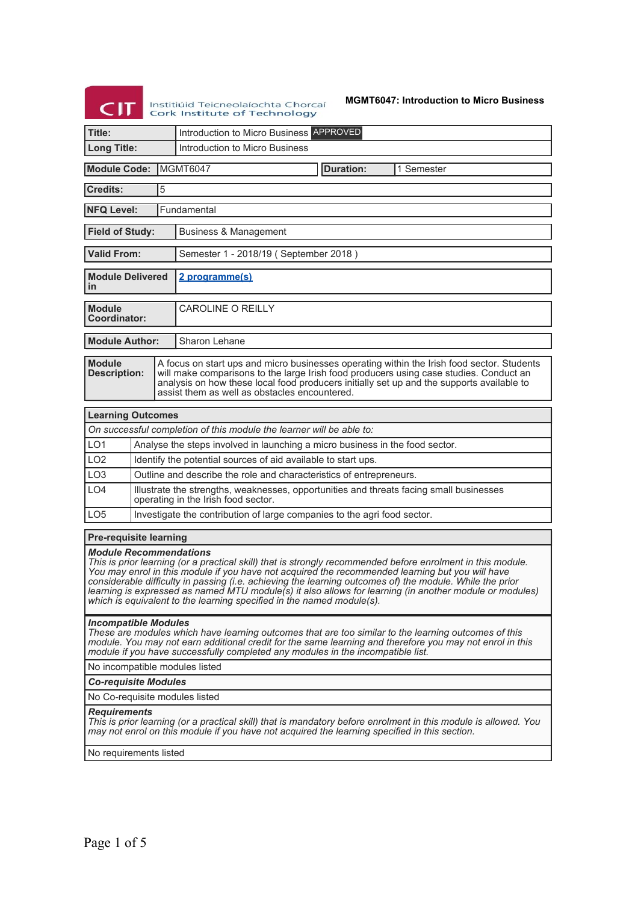Institiúid Teicneolaíochta Chorcaí
Cork Institute of Technology

**MGMT6047: Introduction to Micro Business**

| | |
|---|---|
| **Title:** | Introduction to Micro Business APPROVED |
| **Long Title:** | Introduction to Micro Business |

| | | | |
|---|---|---|---|
| **Module Code:** | MGMT6047 | **Duration:** | 1 Semester |

| | |
|---|---|
| **Credits:** | 5 |
| **NFQ Level:** | Fundamental |
| **Field of Study:** | Business & Management |
| **Valid From:** | Semester 1 - 2018/19 ( September 2018 ) |
| **Module Delivered in** | 2 programme(s) |
| **Module Coordinator:** | CAROLINE O REILLY |
| **Module Author:** | Sharon Lehane |
| **Module Description:** | A focus on start ups and micro businesses operating within the Irish food sector. Students will make comparisons to the large Irish food producers using case studies. Conduct an analysis on how these local food producers initially set up and the supports available to assist them as well as obstacles encountered. |

| **Learning Outcomes** | |
|---|---|
| *On successful completion of this module the learner will be able to:* | |
| LO1 | Analyse the steps involved in launching a micro business in the food sector. |
| LO2 | Identify the potential sources of aid available to start ups. |
| LO3 | Outline and describe the role and characteristics of entrepreneurs. |
| LO4 | Illustrate the strengths, weaknesses, opportunities and threats facing small businesses operating in the Irish food sector. |
| LO5 | Investigate the contribution of large companies to the agri food sector. |

**Pre-requisite learning**

***Module Recommendations***
*This is prior learning (or a practical skill) that is strongly recommended before enrolment in this module. You may enrol in this module if you have not acquired the recommended learning but you will have considerable difficulty in passing (i.e. achieving the learning outcomes of) the module. While the prior learning is expressed as named MTU module(s) it also allows for learning (in another module or modules) which is equivalent to the learning specified in the named module(s).*

***Incompatible Modules***
*These are modules which have learning outcomes that are too similar to the learning outcomes of this module. You may not earn additional credit for the same learning and therefore you may not enrol in this module if you have successfully completed any modules in the incompatible list.*

No incompatible modules listed

***Co-requisite Modules***

No Co-requisite modules listed

***Requirements***
*This is prior learning (or a practical skill) that is mandatory before enrolment in this module is allowed. You may not enrol on this module if you have not acquired the learning specified in this section.*

No requirements listed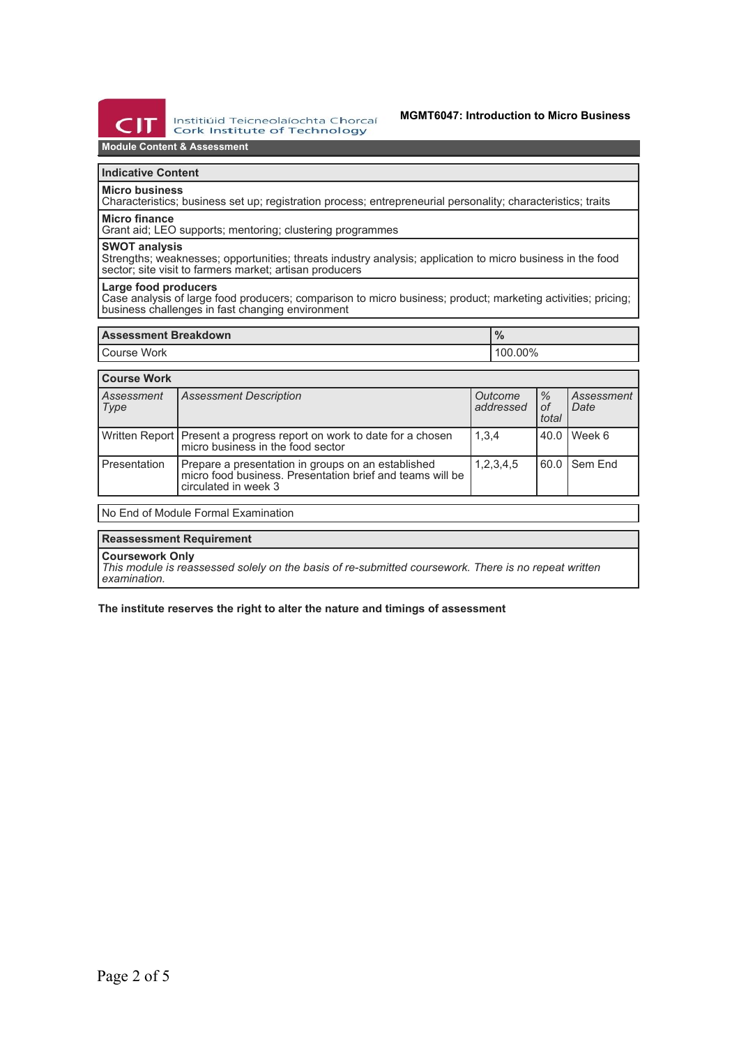## Module Content & Assessment

### Indicative Content

**Micro business**
Characteristics; business set up; registration process; entrepreneurial personality; characteristics; traits

**Micro finance**
Grant aid; LEO supports; mentoring; clustering programmes

**SWOT analysis**
Strengths; weaknesses; opportunities; threats industry analysis; application to micro business in the food sector; site visit to farmers market; artisan producers

**Large food producers**
Case analysis of large food producers; comparison to micro business; product; marketing activities; pricing; business challenges in fast changing environment

| Assessment Breakdown | % |
|---|---|
| Course Work | 100.00% |

### Course Work

| *Assessment Type* | *Assessment Description* | *Outcome addressed* | *% of total* | *Assessment Date* |
|---|---|---|---|---|
| Written Report | Present a progress report on work to date for a chosen micro business in the food sector | 1,3,4 | 40.0 | Week 6 |
| Presentation | Prepare a presentation in groups on an established micro food business. Presentation brief and teams will be circulated in week 3 | 1,2,3,4,5 | 60.0 | Sem End |

No End of Module Formal Examination

### Reassessment Requirement

**Coursework Only**
*This module is reassessed solely on the basis of re-submitted coursework. There is no repeat written examination.*

**The institute reserves the right to alter the nature and timings of assessment**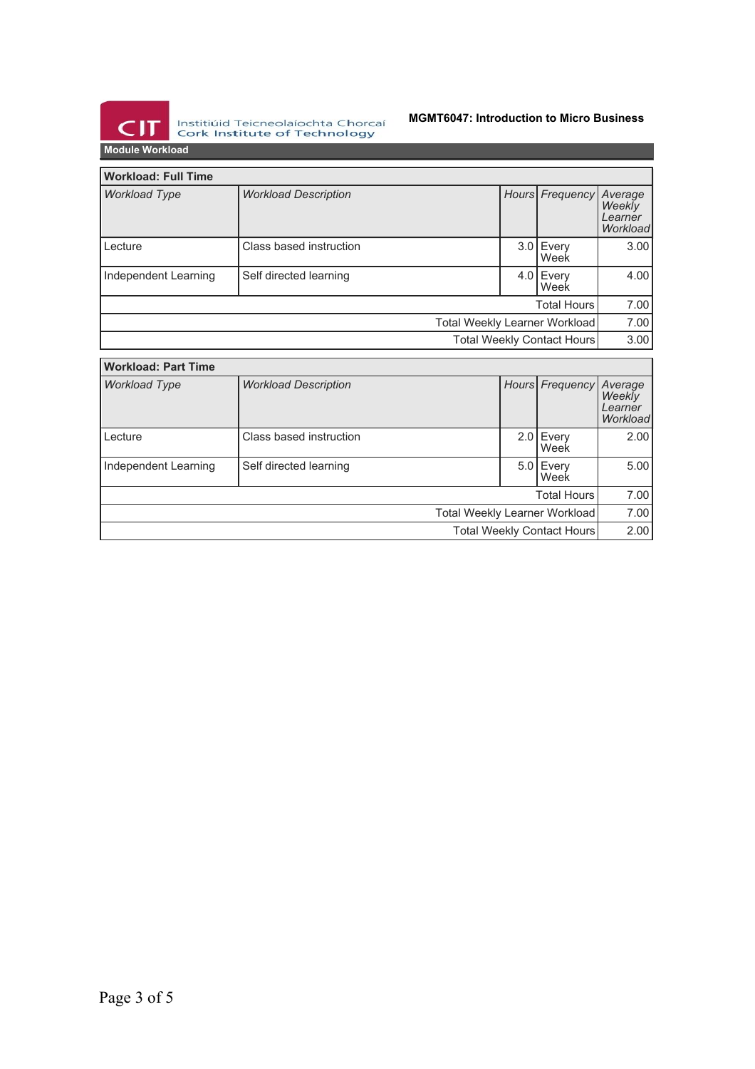## Module Workload

| Workload: Full Time | | | | |
|---|---|---|---|---|
| *Workload Type* | *Workload Description* | *Hours* | *Frequency* | *Average Weekly Learner Workload* |
| Lecture | Class based instruction | 3.0 | Every Week | 3.00 |
| Independent Learning | Self directed learning | 4.0 | Every Week | 4.00 |
| | | | Total Hours | 7.00 |
| | | | Total Weekly Learner Workload | 7.00 |
| | | | Total Weekly Contact Hours | 3.00 |

| Workload: Part Time | | | | |
|---|---|---|---|---|
| *Workload Type* | *Workload Description* | *Hours* | *Frequency* | *Average Weekly Learner Workload* |
| Lecture | Class based instruction | 2.0 | Every Week | 2.00 |
| Independent Learning | Self directed learning | 5.0 | Every Week | 5.00 |
| | | | Total Hours | 7.00 |
| | | | Total Weekly Learner Workload | 7.00 |
| | | | Total Weekly Contact Hours | 2.00 |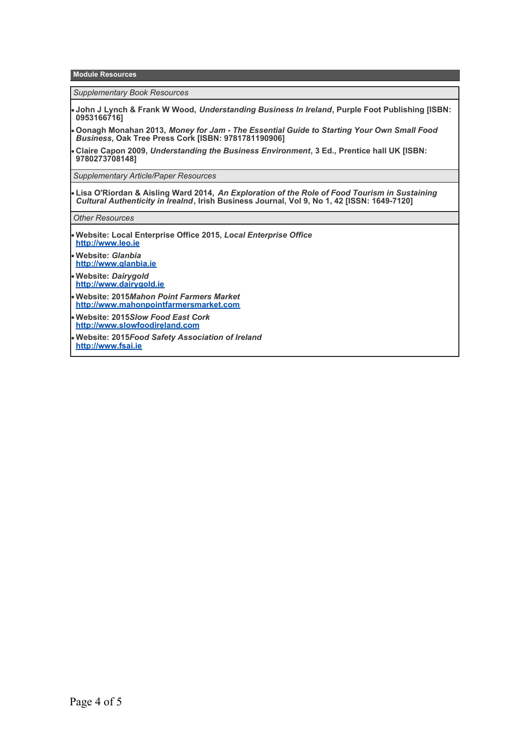## Module Resources

### *Supplementary Book Resources*

- **John J Lynch & Frank W Wood, *Understanding Business In Ireland*, Purple Foot Publishing [ISBN: 0953166716]**
- **Oonagh Monahan 2013, *Money for Jam - The Essential Guide to Starting Your Own Small Food Business*, Oak Tree Press Cork [ISBN: 9781781190906]**
- **Claire Capon 2009, *Understanding the Business Environment*, 3 Ed., Prentice hall UK [ISBN: 9780273708148]**

### *Supplementary Article/Paper Resources*

- **Lisa O'Riordan & Aisling Ward 2014, *An Exploration of the Role of Food Tourism in Sustaining Cultural Authenticity in Irealnd*, Irish Business Journal, Vol 9, No 1, 42 [ISSN: 1649-7120]**

### *Other Resources*

- **Website: Local Enterprise Office 2015, *Local Enterprise Office***
  **http://www.leo.ie**
- **Website: *Glanbia***
  **http://www.glanbia.ie**
- **Website: *Dairygold***
  **http://www.dairygold.ie**
- **Website: 2015*Mahon Point Farmers Market***
  **http://www.mahonpointfarmersmarket.com**
- **Website: 2015*Slow Food East Cork***
  **http://www.slowfoodireland.com**
- **Website: 2015*Food Safety Association of Ireland***
  **http://www.fsai.ie**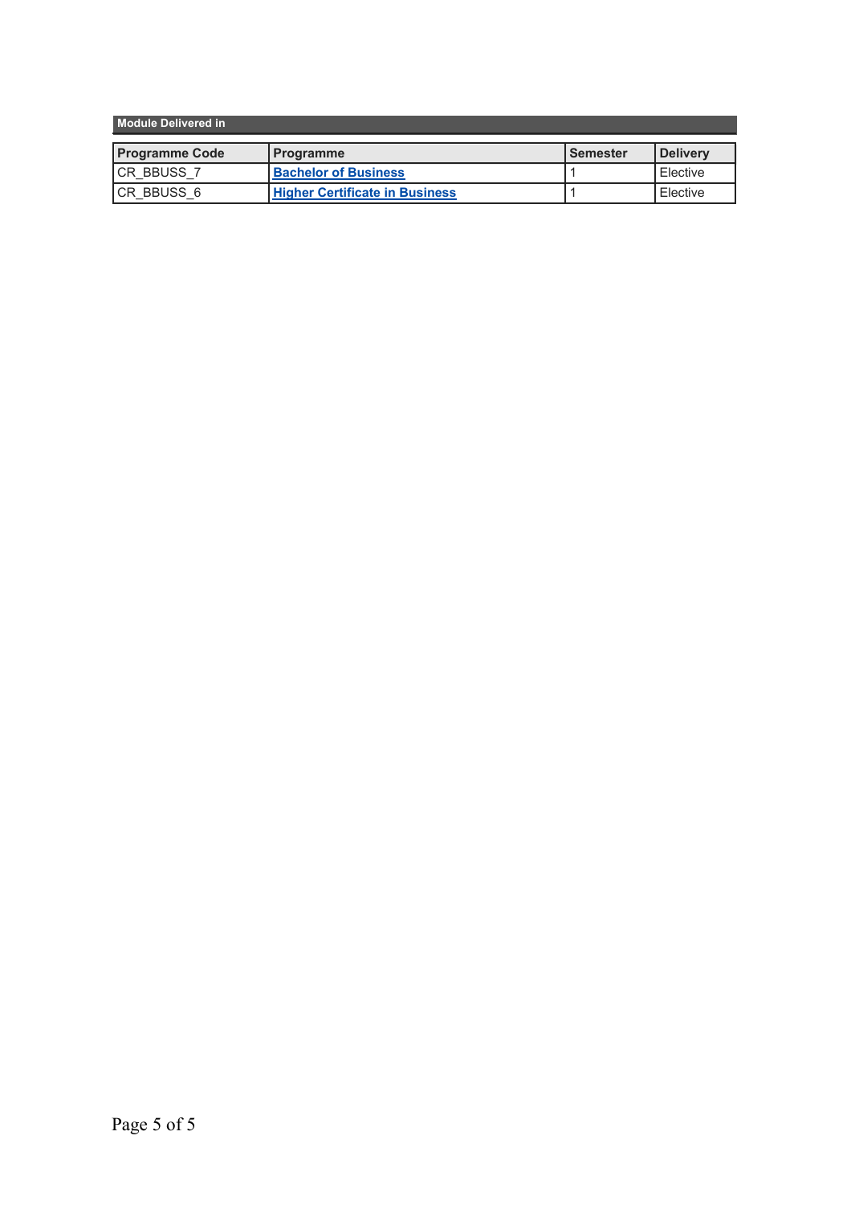### Module Delivered in

| Programme Code | Programme | Semester | Delivery |
| --- | --- | --- | --- |
| CR_BBUSS_7 | **Bachelor of Business** | 1 | Elective |
| CR_BBUSS_6 | **Higher Certificate in Business** | 1 | Elective |